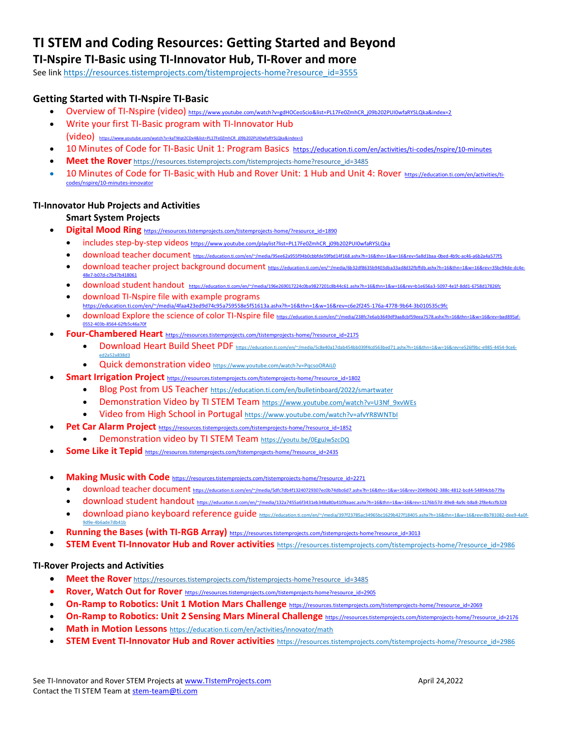# TI STEM and Coding Resources: Getting Started and Beyond

## TI-Nspire TI-Basic using TI-Innovator Hub, TI-Rover and more

See link https://resources.tistemprojects.com/tistemprojects-home?resource_id=3555

### Getting Started with TI-Nspire TI-Basic

- Overview of TI-Nspire (video) https://www.youtube.com/watch?v=gdHOCeoScio&list=PL17Fe0ZmhCR_j09b202PUI0wfaRYSLQka&index=2
- Write your first TI-Basic program with TI-Innovator Hub (video) https://www.youtube.com/watch?v=kaTWqt2CDx4&list=PL17Fe0ZmhCR_j09b202PUI0wfaRYSLQka&index=3
- 10 Minutes of Code for TI-Basic Unit 1: Program Basics https://education.ti.com/en/activities/ti-codes/nspire/10-minutes
- **Meet the Rover** https://resources.tistemprojects.com/tistemprojects-home?resource_id=3485
- 10 Minutes of Code for TI-Basic with Hub and Rover Unit: 1 Hub and Unit 4: Rover https://education.ti.com/en/activities/ti-codes/nspire/10-minutes-innovator

### TI-Innovator Hub Projects and Activities

**Smart System Projects**

- **Digital Mood Ring** https://resources.tistemprojects.com/tistemprojects-home/?resource_id=1890
  - includes step-by-step videos https://www.youtube.com/playlist?list=PL17Fe0ZmhCR_j09b202PUI0wfaRYSLQka
  - download teacher document https://education.ti.com/en/~/media/95ee62a955f94b0cbbfde59fbd14f168.ashx?h=16&thn=1&w=16&rev=5a8d1baa-0bed-4b9c-ac46-a6b2a4a577f5
  - download teacher project background document https://education.ti.com/en/~/media/6b32df8635b9403dba33ad8d32fbffdb.ashx?h=16&thn=1&w=16&rev=35bc94de-dc4e-48e7-b07d-c7b47b418061
  - download student handout https://education.ti.com/en/~/media/196e269017224c0ba9827201c8b44c61.ashx?h=16&thn=1&w=16&rev=b1e656a3-5097-4e1f-8dd1-6758d17826fc
  - download TI-Nspire file with example programs https://education.ti.com/en/~/media/4faa423ed9d74c95a759558e5f51613a.ashx?h=16&thn=1&w=16&rev=c6e2f245-176a-4778-9b64-3b010535c9fc
  - download Explore the science of color TI-Nspire file https://education.ti.com/en/~/media/238fc7e6ab3649df9aa8cbf59eea7578.ashx?h=16&thn=1&w=16&rev=bad895af-0552-403b-8564-62fb5c46a70f
- **Four-Chambered Heart** https://resources.tistemprojects.com/tistemprojects-home/?resource_id=2175
  - Download Heart Build Sheet PDF https://education.ti.com/en/~/media/5c8e40a17dab454bb039f4cd563bed71.ashx?h=16&thn=1&w=16&rev=e526f9bc-e985-4454-9ce6-ed2a52a838d3
  - Quick demonstration video https://www.youtube.com/watch?v=PqcsoORAiL0
- **Smart Irrigation Project** https://resources.tistemprojects.com/tistemprojects-home/?resource_id=1802
  - Blog Post from US Teacher https://education.ti.com/en/bulletinboard/2022/smartwater
  - Demonstration Video by TI STEM Team https://www.youtube.com/watch?v=U3Nf_9xvWEs
  - Video from High School in Portugal https://www.youtube.com/watch?v=afvYR8WNTbI
- **Pet Car Alarm Project** https://resources.tistemprojects.com/tistemprojects-home/?resource_id=1852
  - Demonstration video by TI STEM Team https://youtu.be/0EguJwSzcDQ
- **Some Like it Tepid** https://resources.tistemprojects.com/tistemprojects-home/?resource_id=2435
- **Making Music with Code** https://resources.tistemprojects.com/tistemprojects-home/?resource_id=2271
  - download teacher document https://education.ti.com/en/~/media/5dfc7db4f13240729307ec0b74dbc6d7.ashx?h=16&thn=1&w=16&rev=2049b042-388c-4812-bcd4-54894cbb779a
  - download student handout https://education.ti.com/en/~/media/132a7455a6f3431eb348a80a4109aaec.ashx?h=16&thn=1&w=16&rev=1176b57d-89e8-4a9c-b8a8-2f8e4ccfb328
  - download piano keyboard reference guide https://education.ti.com/en/~/media/397f23785ac34965bc1629b427f18405.ashx?h=16&thn=1&w=16&rev=8b781082-dee9-4a0f-9d9e-4b6ade7db41b
- **Running the Bases (with TI-RGB Array)** https://resources.tistemprojects.com/tistemprojects-home?resource_id=3013
- **STEM Event TI-Innovator Hub and Rover activities** https://resources.tistemprojects.com/tistemprojects-home/?resource_id=2986

### TI-Rover Projects and Activities

- **Meet the Rover** https://resources.tistemprojects.com/tistemprojects-home?resource_id=3485
- **Rover, Watch Out for Rover** https://resources.tistemprojects.com/tistemprojects-home?resource_id=2905
- **On-Ramp to Robotics: Unit 1 Motion Mars Challenge** https://resources.tistemprojects.com/tistemprojects-home/?resource_id=2069
- **On-Ramp to Robotics: Unit 2 Sensing Mars Mineral Challenge** https://resources.tistemprojects.com/tistemprojects-home/?resource_id=2176
- **Math in Motion Lessons** https://education.ti.com/en/activities/innovator/math
- **STEM Event TI-Innovator Hub and Rover activities** https://resources.tistemprojects.com/tistemprojects-home/?resource_id=2986

See TI-Innovator and Rover STEM Projects at www.TIstemProjects.com

April 24,2022

Contact the TI STEM Team at stem-team@ti.com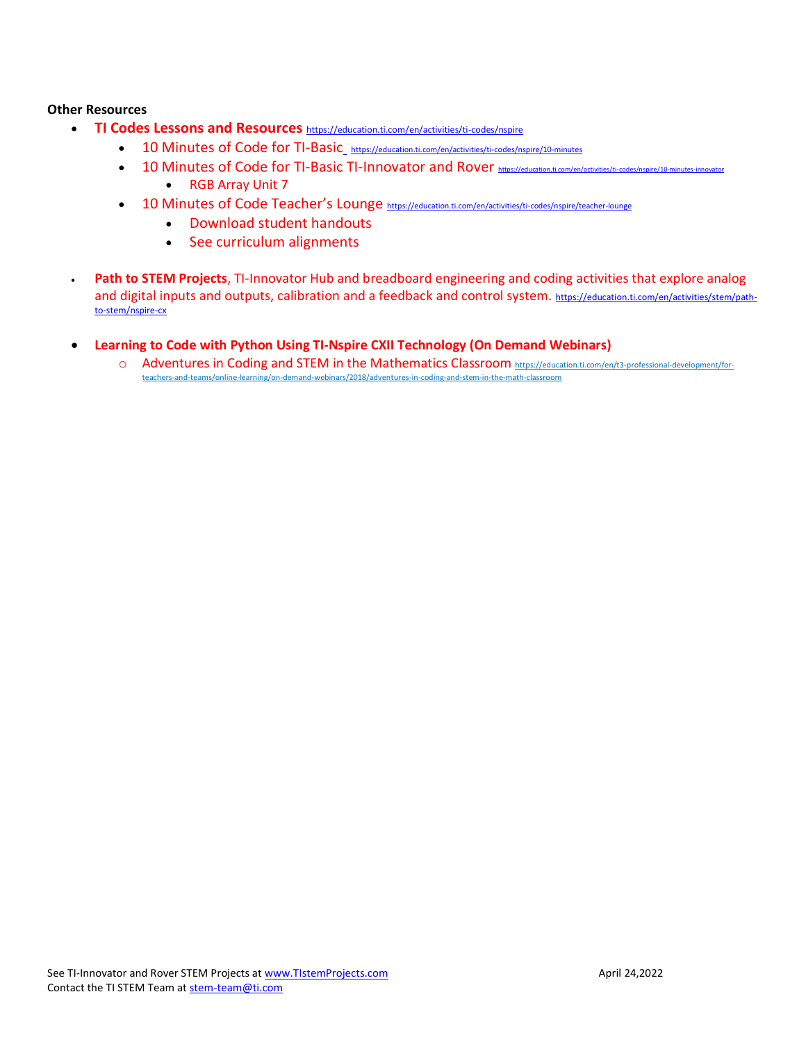**Other Resources**

- **TI Codes Lessons and Resources** https://education.ti.com/en/activities/ti-codes/nspire
  - 10 Minutes of Code for TI-Basic https://education.ti.com/en/activities/ti-codes/nspire/10-minutes
  - 10 Minutes of Code for TI-Basic TI-Innovator and Rover https://education.ti.com/en/activities/ti-codes/nspire/10-minutes-innovator
    - RGB Array Unit 7
  - 10 Minutes of Code Teacher's Lounge https://education.ti.com/en/activities/ti-codes/nspire/teacher-lounge
    - Download student handouts
    - See curriculum alignments

- **Path to STEM Projects**, TI-Innovator Hub and breadboard engineering and coding activities that explore analog and digital inputs and outputs, calibration and a feedback and control system. https://education.ti.com/en/activities/stem/path-to-stem/nspire-cx

- **Learning to Code with Python Using TI-Nspire CXII Technology (On Demand Webinars)**
  - Adventures in Coding and STEM in the Mathematics Classroom https://education.ti.com/en/t3-professional-development/for-teachers-and-teams/online-learning/on-demand-webinars/2018/adventures-in-coding-and-stem-in-the-math-classroom

See TI-Innovator and Rover STEM Projects at www.TIstemProjects.com
Contact the TI STEM Team at stem-team@ti.com

April 24,2022